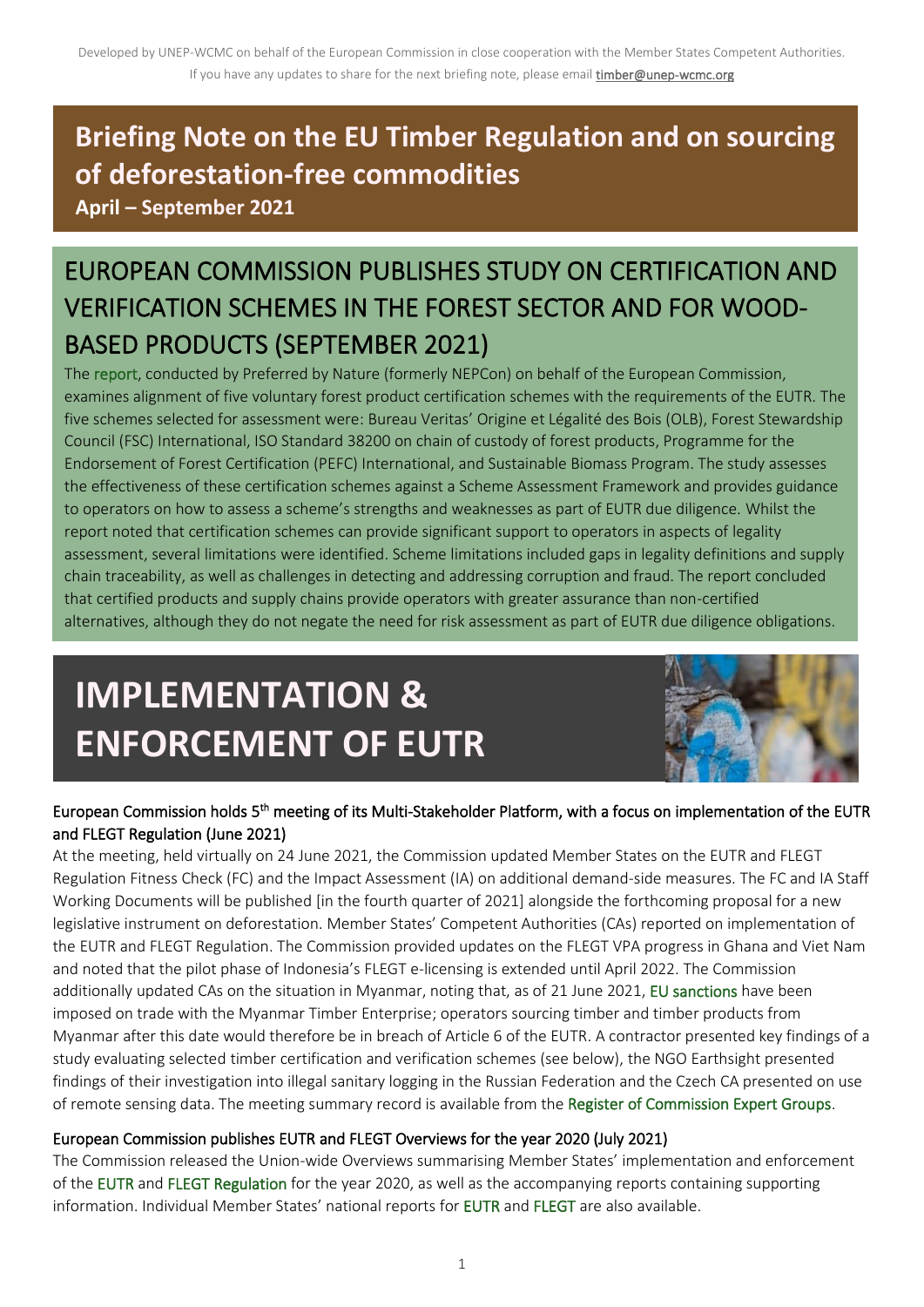Developed by UNEP-WCMC on behalf of the European Commission in close cooperation with the Member States Competent Authorities. If you have any updates to share for the next briefing note, please email timber@unep-wcmc.org

# Briefing Note on the EU Timber Regulation and on sourcing of deforestation-free commodities

**April – September 2021**

## EUROPEAN COMMISSION PUBLISHES STUDY ON CERTIFICATION AND VERIFICATION SCHEMES IN THE FOREST SECTOR AND FOR WOOD-BASED PRODUCTS (SEPTEMBER 2021)

The report, conducted by Preferred by Nature (formerly NEPCon) on behalf of the European Commission, examines alignment of five voluntary forest product certification schemes with the requirements of the EUTR. The five schemes selected for assessment were: Bureau Veritas' Origine et Légalité des Bois (OLB), Forest Stewardship Council (FSC) International, ISO Standard 38200 on chain of custody of forest products, Programme for the Endorsement of Forest Certification (PEFC) International, and Sustainable Biomass Program. The study assesses the effectiveness of these certification schemes against a Scheme Assessment Framework and provides guidance to operators on how to assess a scheme's strengths and weaknesses as part of EUTR due diligence. Whilst the report noted that certification schemes can provide significant support to operators in aspects of legality assessment, several limitations were identified. Scheme limitations included gaps in legality definitions and supply chain traceability, as well as challenges in detecting and addressing corruption and fraud. The report concluded that certified products and supply chains provide operators with greater assurance than non-certified alternatives, although they do not negate the need for risk assessment as part of EUTR due diligence obligations.

# IMPLEMENTATION & ENFORCEMENT OF EUTR

### European Commission holds 5th meeting of its Multi-Stakeholder Platform, with a focus on implementation of the EUTR and FLEGT Regulation (June 2021)

At the meeting, held virtually on 24 June 2021, the Commission updated Member States on the EUTR and FLEGT Regulation Fitness Check (FC) and the Impact Assessment (IA) on additional demand-side measures. The FC and IA Staff Working Documents will be published [in the fourth quarter of 2021] alongside the forthcoming proposal for a new legislative instrument on deforestation. Member States' Competent Authorities (CAs) reported on implementation of the EUTR and FLEGT Regulation. The Commission provided updates on the FLEGT VPA progress in Ghana and Viet Nam and noted that the pilot phase of Indonesia's FLEGT e-licensing is extended until April 2022. The Commission additionally updated CAs on the situation in Myanmar, noting that, as of 21 June 2021, EU sanctions have been imposed on trade with the Myanmar Timber Enterprise; operators sourcing timber and timber products from Myanmar after this date would therefore be in breach of Article 6 of the EUTR. A contractor presented key findings of a study evaluating selected timber certification and verification schemes (see below), the NGO Earthsight presented findings of their investigation into illegal sanitary logging in the Russian Federation and the Czech CA presented on use of remote sensing data. The meeting summary record is available from the Register of Commission Expert Groups.

### European Commission publishes EUTR and FLEGT Overviews for the year 2020 (July 2021)

The Commission released the Union-wide Overviews summarising Member States' implementation and enforcement of the EUTR and FLEGT Regulation for the year 2020, as well as the accompanying reports containing supporting information. Individual Member States' national reports for EUTR and FLEGT are also available.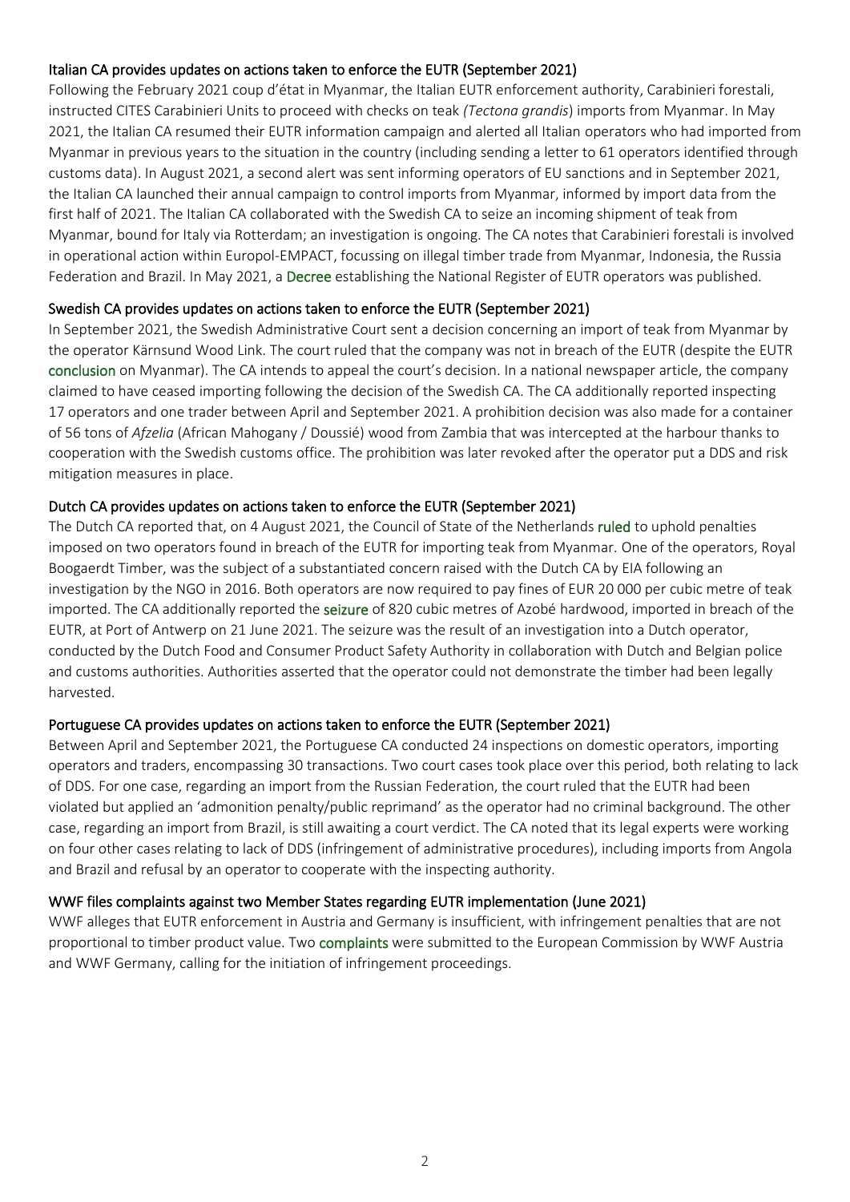### Italian CA provides updates on actions taken to enforce the EUTR (September 2021)

Following the February 2021 coup d'état in Myanmar, the Italian EUTR enforcement authority, Carabinieri forestali, instructed CITES Carabinieri Units to proceed with checks on teak *(Tectona grandis*) imports from Myanmar. In May 2021, the Italian CA resumed their EUTR information campaign and alerted all Italian operators who had imported from Myanmar in previous years to the situation in the country (including sending a letter to 61 operators identified through customs data). In August 2021, a second alert was sent informing operators of EU sanctions and in September 2021, the Italian CA launched their annual campaign to control imports from Myanmar, informed by import data from the first half of 2021. The Italian CA collaborated with the Swedish CA to seize an incoming shipment of teak from Myanmar, bound for Italy via Rotterdam; an investigation is ongoing. The CA notes that Carabinieri forestali is involved in operational action within Europol-EMPACT, focussing on illegal timber trade from Myanmar, Indonesia, the Russia Federation and Brazil. In May 2021, a Decree establishing the National Register of EUTR operators was published.

### Swedish CA provides updates on actions taken to enforce the EUTR (September 2021)

In September 2021, the Swedish Administrative Court sent a decision concerning an import of teak from Myanmar by the operator Kärnsund Wood Link. The court ruled that the company was not in breach of the EUTR (despite the EUTR conclusion on Myanmar). The CA intends to appeal the court's decision. In a national newspaper article, the company claimed to have ceased importing following the decision of the Swedish CA. The CA additionally reported inspecting 17 operators and one trader between April and September 2021. A prohibition decision was also made for a container of 56 tons of *Afzelia* (African Mahogany / Doussié) wood from Zambia that was intercepted at the harbour thanks to cooperation with the Swedish customs office. The prohibition was later revoked after the operator put a DDS and risk mitigation measures in place.

### Dutch CA provides updates on actions taken to enforce the EUTR (September 2021)

The Dutch CA reported that, on 4 August 2021, the Council of State of the Netherlands ruled to uphold penalties imposed on two operators found in breach of the EUTR for importing teak from Myanmar. One of the operators, Royal Boogaerdt Timber, was the subject of a substantiated concern raised with the Dutch CA by EIA following an investigation by the NGO in 2016. Both operators are now required to pay fines of EUR 20 000 per cubic metre of teak imported. The CA additionally reported the seizure of 820 cubic metres of Azobé hardwood, imported in breach of the EUTR, at Port of Antwerp on 21 June 2021. The seizure was the result of an investigation into a Dutch operator, conducted by the Dutch Food and Consumer Product Safety Authority in collaboration with Dutch and Belgian police and customs authorities. Authorities asserted that the operator could not demonstrate the timber had been legally harvested.

### Portuguese CA provides updates on actions taken to enforce the EUTR (September 2021)

Between April and September 2021, the Portuguese CA conducted 24 inspections on domestic operators, importing operators and traders, encompassing 30 transactions. Two court cases took place over this period, both relating to lack of DDS. For one case, regarding an import from the Russian Federation, the court ruled that the EUTR had been violated but applied an 'admonition penalty/public reprimand' as the operator had no criminal background. The other case, regarding an import from Brazil, is still awaiting a court verdict. The CA noted that its legal experts were working on four other cases relating to lack of DDS (infringement of administrative procedures), including imports from Angola and Brazil and refusal by an operator to cooperate with the inspecting authority.

### WWF files complaints against two Member States regarding EUTR implementation (June 2021)

WWF alleges that EUTR enforcement in Austria and Germany is insufficient, with infringement penalties that are not proportional to timber product value. Two complaints were submitted to the European Commission by WWF Austria and WWF Germany, calling for the initiation of infringement proceedings.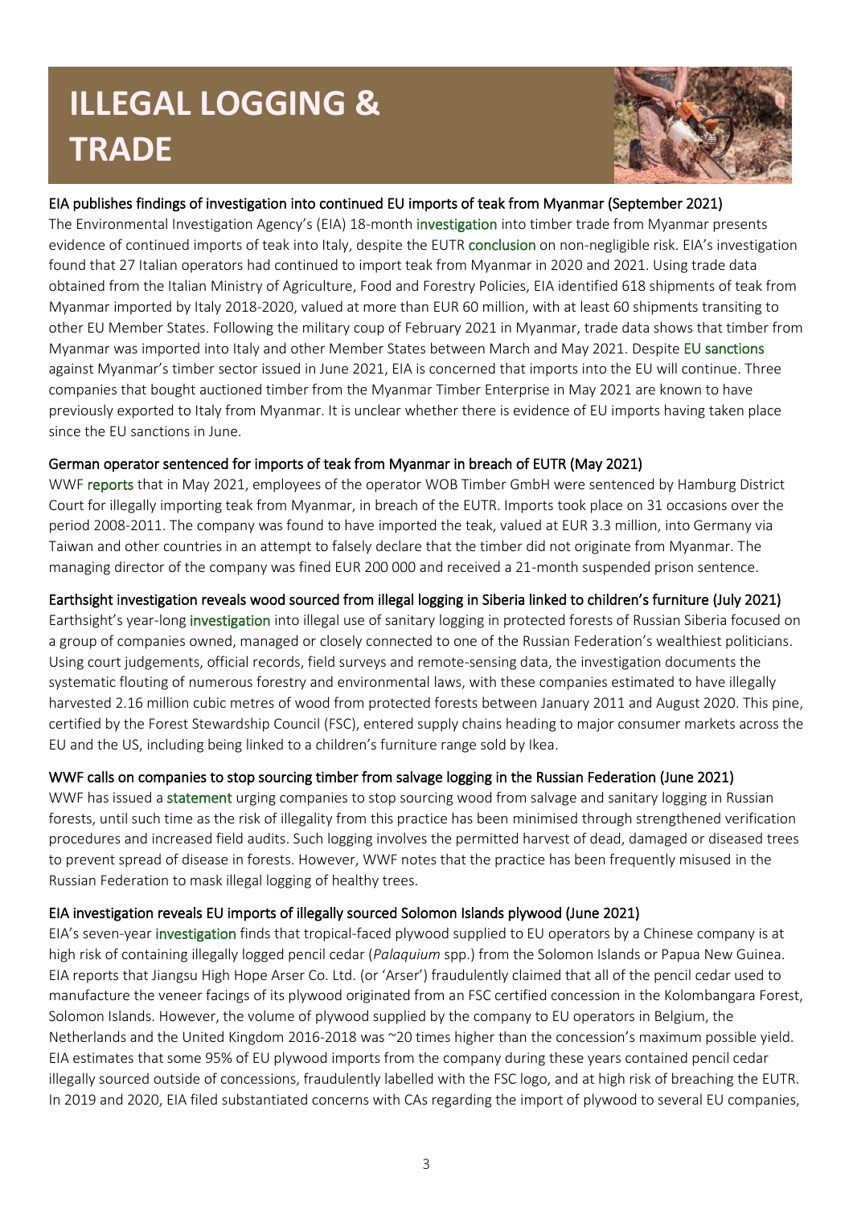# ILLEGAL LOGGING & TRADE

### EIA publishes findings of investigation into continued EU imports of teak from Myanmar (September 2021)

The Environmental Investigation Agency's (EIA) 18-month investigation into timber trade from Myanmar presents evidence of continued imports of teak into Italy, despite the EUTR conclusion on non-negligible risk. EIA's investigation found that 27 Italian operators had continued to import teak from Myanmar in 2020 and 2021. Using trade data obtained from the Italian Ministry of Agriculture, Food and Forestry Policies, EIA identified 618 shipments of teak from Myanmar imported by Italy 2018-2020, valued at more than EUR 60 million, with at least 60 shipments transiting to other EU Member States. Following the military coup of February 2021 in Myanmar, trade data shows that timber from Myanmar was imported into Italy and other Member States between March and May 2021. Despite EU sanctions against Myanmar's timber sector issued in June 2021, EIA is concerned that imports into the EU will continue. Three companies that bought auctioned timber from the Myanmar Timber Enterprise in May 2021 are known to have previously exported to Italy from Myanmar. It is unclear whether there is evidence of EU imports having taken place since the EU sanctions in June.

### German operator sentenced for imports of teak from Myanmar in breach of EUTR (May 2021)

WWF reports that in May 2021, employees of the operator WOB Timber GmbH were sentenced by Hamburg District Court for illegally importing teak from Myanmar, in breach of the EUTR. Imports took place on 31 occasions over the period 2008-2011. The company was found to have imported the teak, valued at EUR 3.3 million, into Germany via Taiwan and other countries in an attempt to falsely declare that the timber did not originate from Myanmar. The managing director of the company was fined EUR 200 000 and received a 21-month suspended prison sentence.

### Earthsight investigation reveals wood sourced from illegal logging in Siberia linked to children's furniture (July 2021)

Earthsight's year-long investigation into illegal use of sanitary logging in protected forests of Russian Siberia focused on a group of companies owned, managed or closely connected to one of the Russian Federation's wealthiest politicians. Using court judgements, official records, field surveys and remote-sensing data, the investigation documents the systematic flouting of numerous forestry and environmental laws, with these companies estimated to have illegally harvested 2.16 million cubic metres of wood from protected forests between January 2011 and August 2020. This pine, certified by the Forest Stewardship Council (FSC), entered supply chains heading to major consumer markets across the EU and the US, including being linked to a children's furniture range sold by Ikea.

### WWF calls on companies to stop sourcing timber from salvage logging in the Russian Federation (June 2021)

WWF has issued a statement urging companies to stop sourcing wood from salvage and sanitary logging in Russian forests, until such time as the risk of illegality from this practice has been minimised through strengthened verification procedures and increased field audits. Such logging involves the permitted harvest of dead, damaged or diseased trees to prevent spread of disease in forests. However, WWF notes that the practice has been frequently misused in the Russian Federation to mask illegal logging of healthy trees.

### EIA investigation reveals EU imports of illegally sourced Solomon Islands plywood (June 2021)

EIA's seven-year investigation finds that tropical-faced plywood supplied to EU operators by a Chinese company is at high risk of containing illegally logged pencil cedar (*Palaquium* spp.) from the Solomon Islands or Papua New Guinea. EIA reports that Jiangsu High Hope Arser Co. Ltd. (or 'Arser') fraudulently claimed that all of the pencil cedar used to manufacture the veneer facings of its plywood originated from an FSC certified concession in the Kolombangara Forest, Solomon Islands. However, the volume of plywood supplied by the company to EU operators in Belgium, the Netherlands and the United Kingdom 2016-2018 was ~20 times higher than the concession's maximum possible yield. EIA estimates that some 95% of EU plywood imports from the company during these years contained pencil cedar illegally sourced outside of concessions, fraudulently labelled with the FSC logo, and at high risk of breaching the EUTR. In 2019 and 2020, EIA filed substantiated concerns with CAs regarding the import of plywood to several EU companies,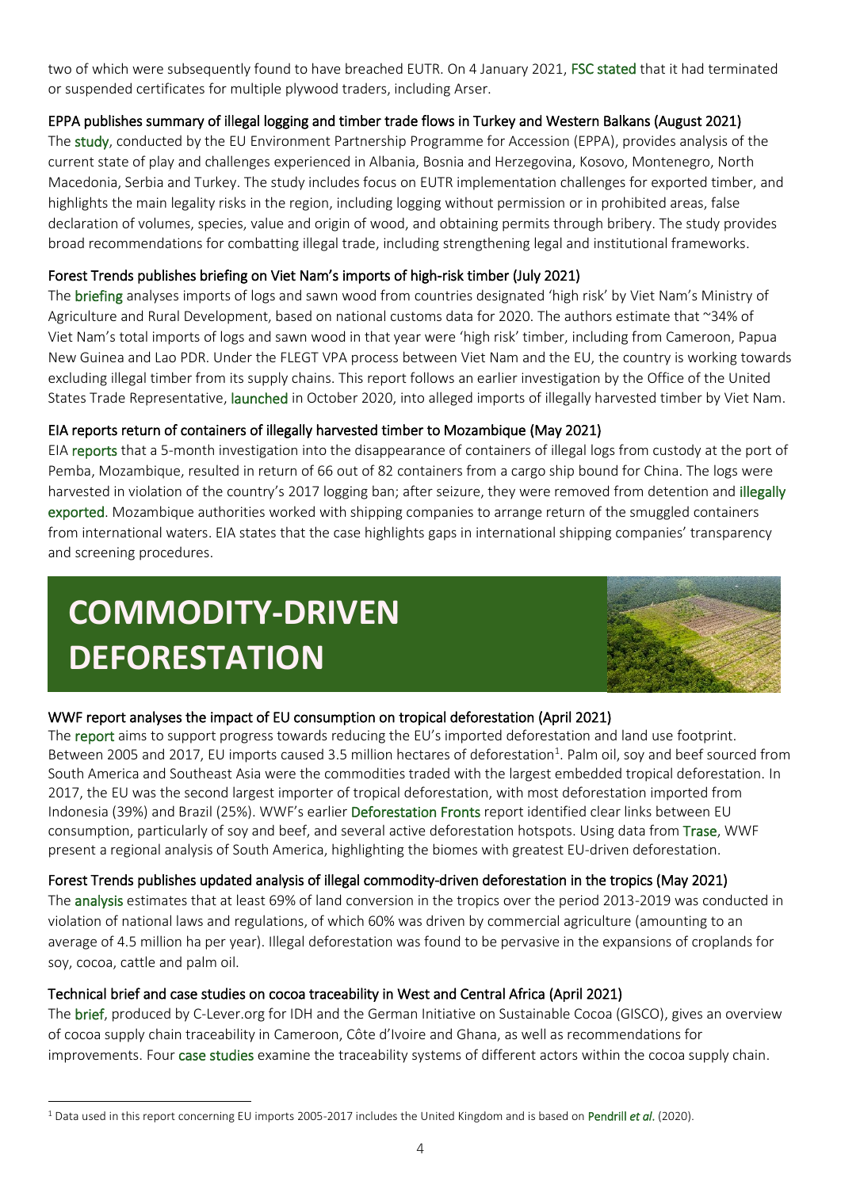two of which were subsequently found to have breached EUTR. On 4 January 2021, FSC stated that it had terminated or suspended certificates for multiple plywood traders, including Arser.

### EPPA publishes summary of illegal logging and timber trade flows in Turkey and Western Balkans (August 2021)

The study, conducted by the EU Environment Partnership Programme for Accession (EPPA), provides analysis of the current state of play and challenges experienced in Albania, Bosnia and Herzegovina, Kosovo, Montenegro, North Macedonia, Serbia and Turkey. The study includes focus on EUTR implementation challenges for exported timber, and highlights the main legality risks in the region, including logging without permission or in prohibited areas, false declaration of volumes, species, value and origin of wood, and obtaining permits through bribery. The study provides broad recommendations for combatting illegal trade, including strengthening legal and institutional frameworks.

### Forest Trends publishes briefing on Viet Nam's imports of high-risk timber (July 2021)

The briefing analyses imports of logs and sawn wood from countries designated 'high risk' by Viet Nam's Ministry of Agriculture and Rural Development, based on national customs data for 2020. The authors estimate that ~34% of Viet Nam's total imports of logs and sawn wood in that year were 'high risk' timber, including from Cameroon, Papua New Guinea and Lao PDR. Under the FLEGT VPA process between Viet Nam and the EU, the country is working towards excluding illegal timber from its supply chains. This report follows an earlier investigation by the Office of the United States Trade Representative, launched in October 2020, into alleged imports of illegally harvested timber by Viet Nam.

### EIA reports return of containers of illegally harvested timber to Mozambique (May 2021)

EIA reports that a 5-month investigation into the disappearance of containers of illegal logs from custody at the port of Pemba, Mozambique, resulted in return of 66 out of 82 containers from a cargo ship bound for China. The logs were harvested in violation of the country's 2017 logging ban; after seizure, they were removed from detention and illegally exported. Mozambique authorities worked with shipping companies to arrange return of the smuggled containers from international waters. EIA states that the case highlights gaps in international shipping companies' transparency and screening procedures.

# COMMODITY-DRIVEN DEFORESTATION

### WWF report analyses the impact of EU consumption on tropical deforestation (April 2021)

The report aims to support progress towards reducing the EU's imported deforestation and land use footprint. Between 2005 and 2017, EU imports caused 3.5 million hectares of deforestation[1]. Palm oil, soy and beef sourced from South America and Southeast Asia were the commodities traded with the largest embedded tropical deforestation. In 2017, the EU was the second largest importer of tropical deforestation, with most deforestation imported from Indonesia (39%) and Brazil (25%). WWF's earlier Deforestation Fronts report identified clear links between EU consumption, particularly of soy and beef, and several active deforestation hotspots. Using data from Trase, WWF present a regional analysis of South America, highlighting the biomes with greatest EU-driven deforestation.

### Forest Trends publishes updated analysis of illegal commodity-driven deforestation in the tropics (May 2021)

The analysis estimates that at least 69% of land conversion in the tropics over the period 2013-2019 was conducted in violation of national laws and regulations, of which 60% was driven by commercial agriculture (amounting to an average of 4.5 million ha per year). Illegal deforestation was found to be pervasive in the expansions of croplands for soy, cocoa, cattle and palm oil.

### Technical brief and case studies on cocoa traceability in West and Central Africa (April 2021)

The brief, produced by C-Lever.org for IDH and the German Initiative on Sustainable Cocoa (GISCO), gives an overview of cocoa supply chain traceability in Cameroon, Côte d'Ivoire and Ghana, as well as recommendations for improvements. Four case studies examine the traceability systems of different actors within the cocoa supply chain.

[1] Data used in this report concerning EU imports 2005-2017 includes the United Kingdom and is based on Pendrill *et al*. (2020).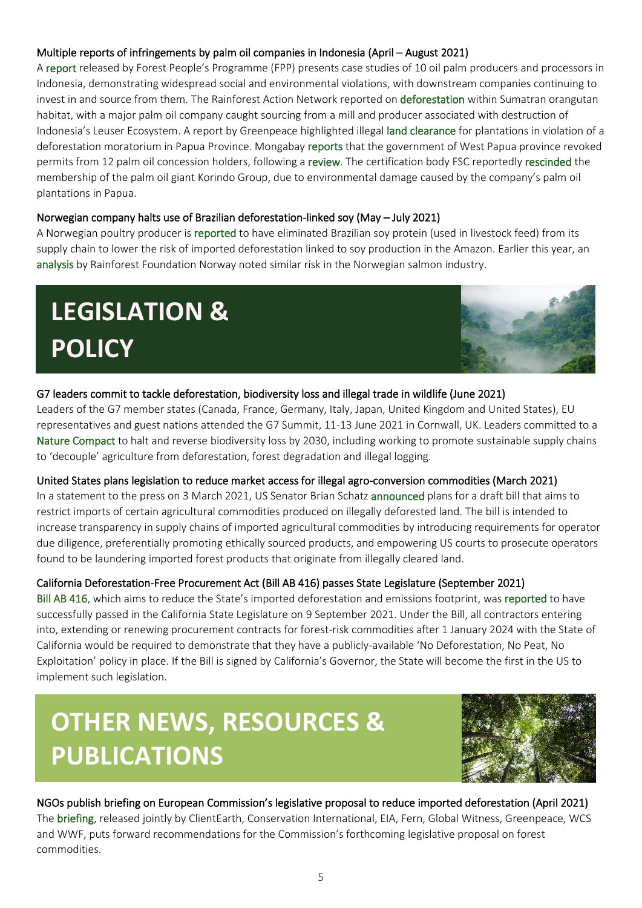### Multiple reports of infringements by palm oil companies in Indonesia (April – August 2021)

A report released by Forest People's Programme (FPP) presents case studies of 10 oil palm producers and processors in Indonesia, demonstrating widespread social and environmental violations, with downstream companies continuing to invest in and source from them. The Rainforest Action Network reported on deforestation within Sumatran orangutan habitat, with a major palm oil company caught sourcing from a mill and producer associated with destruction of Indonesia's Leuser Ecosystem. A report by Greenpeace highlighted illegal land clearance for plantations in violation of a deforestation moratorium in Papua Province. Mongabay reports that the government of West Papua province revoked permits from 12 palm oil concession holders, following a review. The certification body FSC reportedly rescinded the membership of the palm oil giant Korindo Group, due to environmental damage caused by the company's palm oil plantations in Papua.

### Norwegian company halts use of Brazilian deforestation-linked soy (May – July 2021)

A Norwegian poultry producer is reported to have eliminated Brazilian soy protein (used in livestock feed) from its supply chain to lower the risk of imported deforestation linked to soy production in the Amazon. Earlier this year, an analysis by Rainforest Foundation Norway noted similar risk in the Norwegian salmon industry.

# LEGISLATION & POLICY

### G7 leaders commit to tackle deforestation, biodiversity loss and illegal trade in wildlife (June 2021)

Leaders of the G7 member states (Canada, France, Germany, Italy, Japan, United Kingdom and United States), EU representatives and guest nations attended the G7 Summit, 11-13 June 2021 in Cornwall, UK. Leaders committed to a Nature Compact to halt and reverse biodiversity loss by 2030, including working to promote sustainable supply chains to 'decouple' agriculture from deforestation, forest degradation and illegal logging.

### United States plans legislation to reduce market access for illegal agro-conversion commodities (March 2021)

In a statement to the press on 3 March 2021, US Senator Brian Schatz announced plans for a draft bill that aims to restrict imports of certain agricultural commodities produced on illegally deforested land. The bill is intended to increase transparency in supply chains of imported agricultural commodities by introducing requirements for operator due diligence, preferentially promoting ethically sourced products, and empowering US courts to prosecute operators found to be laundering imported forest products that originate from illegally cleared land.

### California Deforestation-Free Procurement Act (Bill AB 416) passes State Legislature (September 2021)

Bill AB 416, which aims to reduce the State's imported deforestation and emissions footprint, was reported to have successfully passed in the California State Legislature on 9 September 2021. Under the Bill, all contractors entering into, extending or renewing procurement contracts for forest-risk commodities after 1 January 2024 with the State of California would be required to demonstrate that they have a publicly-available 'No Deforestation, No Peat, No Exploitation' policy in place. If the Bill is signed by California's Governor, the State will become the first in the US to implement such legislation.

# OTHER NEWS, RESOURCES & PUBLICATIONS

### NGOs publish briefing on European Commission's legislative proposal to reduce imported deforestation (April 2021)

The briefing, released jointly by ClientEarth, Conservation International, EIA, Fern, Global Witness, Greenpeace, WCS and WWF, puts forward recommendations for the Commission's forthcoming legislative proposal on forest commodities.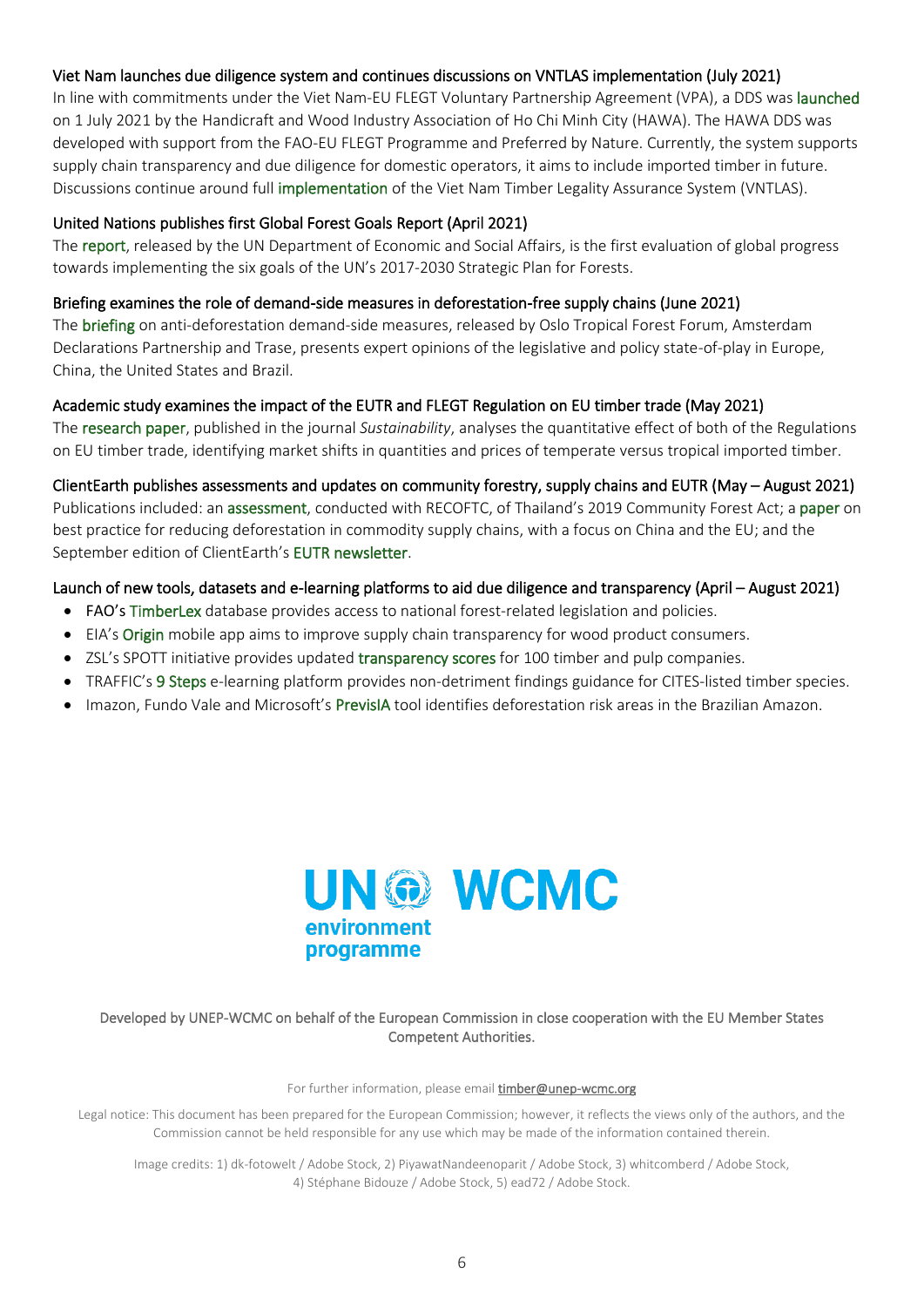### Viet Nam launches due diligence system and continues discussions on VNTLAS implementation (July 2021)

In line with commitments under the Viet Nam-EU FLEGT Voluntary Partnership Agreement (VPA), a DDS was launched on 1 July 2021 by the Handicraft and Wood Industry Association of Ho Chi Minh City (HAWA). The HAWA DDS was developed with support from the FAO-EU FLEGT Programme and Preferred by Nature. Currently, the system supports supply chain transparency and due diligence for domestic operators, it aims to include imported timber in future. Discussions continue around full implementation of the Viet Nam Timber Legality Assurance System (VNTLAS).

### United Nations publishes first Global Forest Goals Report (April 2021)

The report, released by the UN Department of Economic and Social Affairs, is the first evaluation of global progress towards implementing the six goals of the UN's 2017-2030 Strategic Plan for Forests.

### Briefing examines the role of demand-side measures in deforestation-free supply chains (June 2021)

The briefing on anti-deforestation demand-side measures, released by Oslo Tropical Forest Forum, Amsterdam Declarations Partnership and Trase, presents expert opinions of the legislative and policy state-of-play in Europe, China, the United States and Brazil.

### Academic study examines the impact of the EUTR and FLEGT Regulation on EU timber trade (May 2021)

The research paper, published in the journal *Sustainability*, analyses the quantitative effect of both of the Regulations on EU timber trade, identifying market shifts in quantities and prices of temperate versus tropical imported timber.

### ClientEarth publishes assessments and updates on community forestry, supply chains and EUTR (May – August 2021)

Publications included: an assessment, conducted with RECOFTC, of Thailand's 2019 Community Forest Act; a paper on best practice for reducing deforestation in commodity supply chains, with a focus on China and the EU; and the September edition of ClientEarth's EUTR newsletter.

### Launch of new tools, datasets and e-learning platforms to aid due diligence and transparency (April – August 2021)

- FAO's TimberLex database provides access to national forest-related legislation and policies.
- EIA's Origin mobile app aims to improve supply chain transparency for wood product consumers.
- ZSL's SPOTT initiative provides updated transparency scores for 100 timber and pulp companies.
- TRAFFIC's 9 Steps e-learning platform provides non-detriment findings guidance for CITES-listed timber species.
- Imazon, Fundo Vale and Microsoft's PrevisIA tool identifies deforestation risk areas in the Brazilian Amazon.

UN environment programme WCMC

Developed by UNEP-WCMC on behalf of the European Commission in close cooperation with the EU Member States Competent Authorities.

For further information, please email timber@unep-wcmc.org

Legal notice: This document has been prepared for the European Commission; however, it reflects the views only of the authors, and the Commission cannot be held responsible for any use which may be made of the information contained therein.

Image credits: 1) dk-fotowelt / Adobe Stock, 2) PiyawatNandeenoparit / Adobe Stock, 3) whitcomberd / Adobe Stock, 4) Stéphane Bidouze / Adobe Stock, 5) ead72 / Adobe Stock.